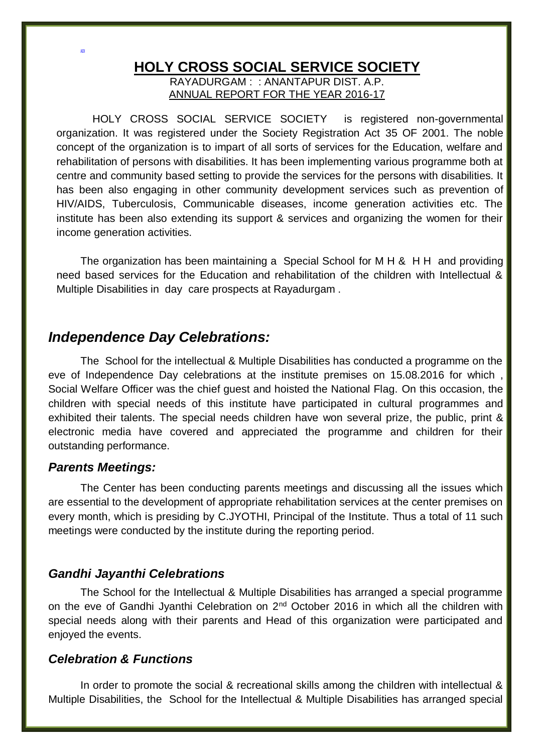ADI

# HOLY CROSS SOCIAL SERVICE SOCIETY

RAYADURGAM : : ANANTAPUR DIST. A.P.

ANNUAL REPORT FOR THE YEAR 2016-17

HOLY CROSS SOCIAL SERVICE SOCIETY is registered non-governmental organization. It was registered under the Society Registration Act 35 OF 2001. The noble concept of the organization is to impart of all sorts of services for the Education, welfare and rehabilitation of persons with disabilities. It has been implementing various programme both at centre and community based setting to provide the services for the persons with disabilities. It has been also engaging in other community development services such as prevention of HIV/AIDS, Tuberculosis, Communicable diseases, income generation activities etc. The institute has been also extending its support & services and organizing the women for their income generation activities.

The organization has been maintaining a Special School for M H & H H and providing need based services for the Education and rehabilitation of the children with Intellectual & Multiple Disabilities in day care prospects at Rayadurgam .

## *Independence Day Celebrations:*

The School for the intellectual & Multiple Disabilities has conducted a programme on the eve of Independence Day celebrations at the institute premises on 15.08.2016 for which , Social Welfare Officer was the chief guest and hoisted the National Flag. On this occasion, the children with special needs of this institute have participated in cultural programmes and exhibited their talents. The special needs children have won several prize, the public, print & electronic media have covered and appreciated the programme and children for their outstanding performance.

### *Parents Meetings:*

The Center has been conducting parents meetings and discussing all the issues which are essential to the development of appropriate rehabilitation services at the center premises on every month, which is presiding by C.JYOTHI, Principal of the Institute. Thus a total of 11 such meetings were conducted by the institute during the reporting period.

### *Gandhi Jayanthi Celebrations*

The School for the Intellectual & Multiple Disabilities has arranged a special programme on the eve of Gandhi Jyanthi Celebration on 2nd October 2016 in which all the children with special needs along with their parents and Head of this organization were participated and enjoyed the events.

### *Celebration & Functions*

In order to promote the social & recreational skills among the children with intellectual & Multiple Disabilities, the School for the Intellectual & Multiple Disabilities has arranged special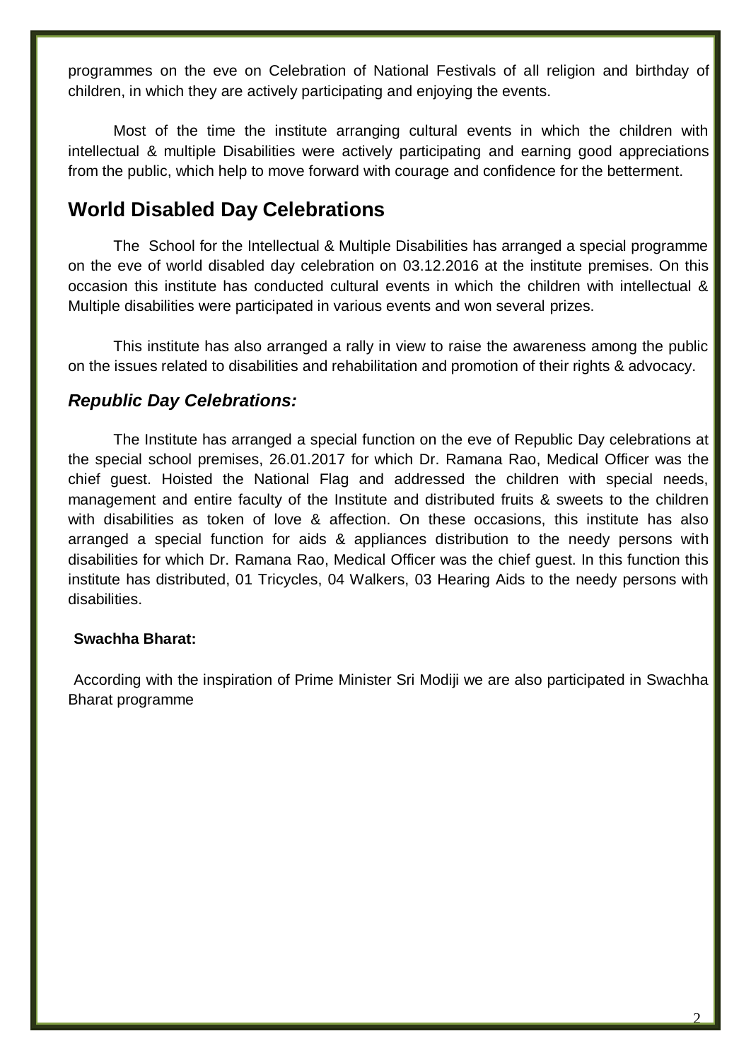programmes on the eve on Celebration of National Festivals of all religion and birthday of children, in which they are actively participating and enjoying the events.

Most of the time the institute arranging cultural events in which the children with intellectual & multiple Disabilities were actively participating and earning good appreciations from the public, which help to move forward with courage and confidence for the betterment.

## World Disabled Day Celebrations

The School for the Intellectual & Multiple Disabilities has arranged a special programme on the eve of world disabled day celebration on 03.12.2016 at the institute premises. On this occasion this institute has conducted cultural events in which the children with intellectual & Multiple disabilities were participated in various events and won several prizes.

This institute has also arranged a rally in view to raise the awareness among the public on the issues related to disabilities and rehabilitation and promotion of their rights & advocacy.

### *Republic Day Celebrations:*

The Institute has arranged a special function on the eve of Republic Day celebrations at the special school premises, 26.01.2017 for which Dr. Ramana Rao, Medical Officer was the chief guest. Hoisted the National Flag and addressed the children with special needs, management and entire faculty of the Institute and distributed fruits & sweets to the children with disabilities as token of love & affection. On these occasions, this institute has also arranged a special function for aids & appliances distribution to the needy persons with disabilities for which Dr. Ramana Rao, Medical Officer was the chief guest. In this function this institute has distributed, 01 Tricycles, 04 Walkers, 03 Hearing Aids to the needy persons with disabilities.

**Swachha Bharat:**

According with the inspiration of Prime Minister Sri Modiji we are also participated in Swachha Bharat programme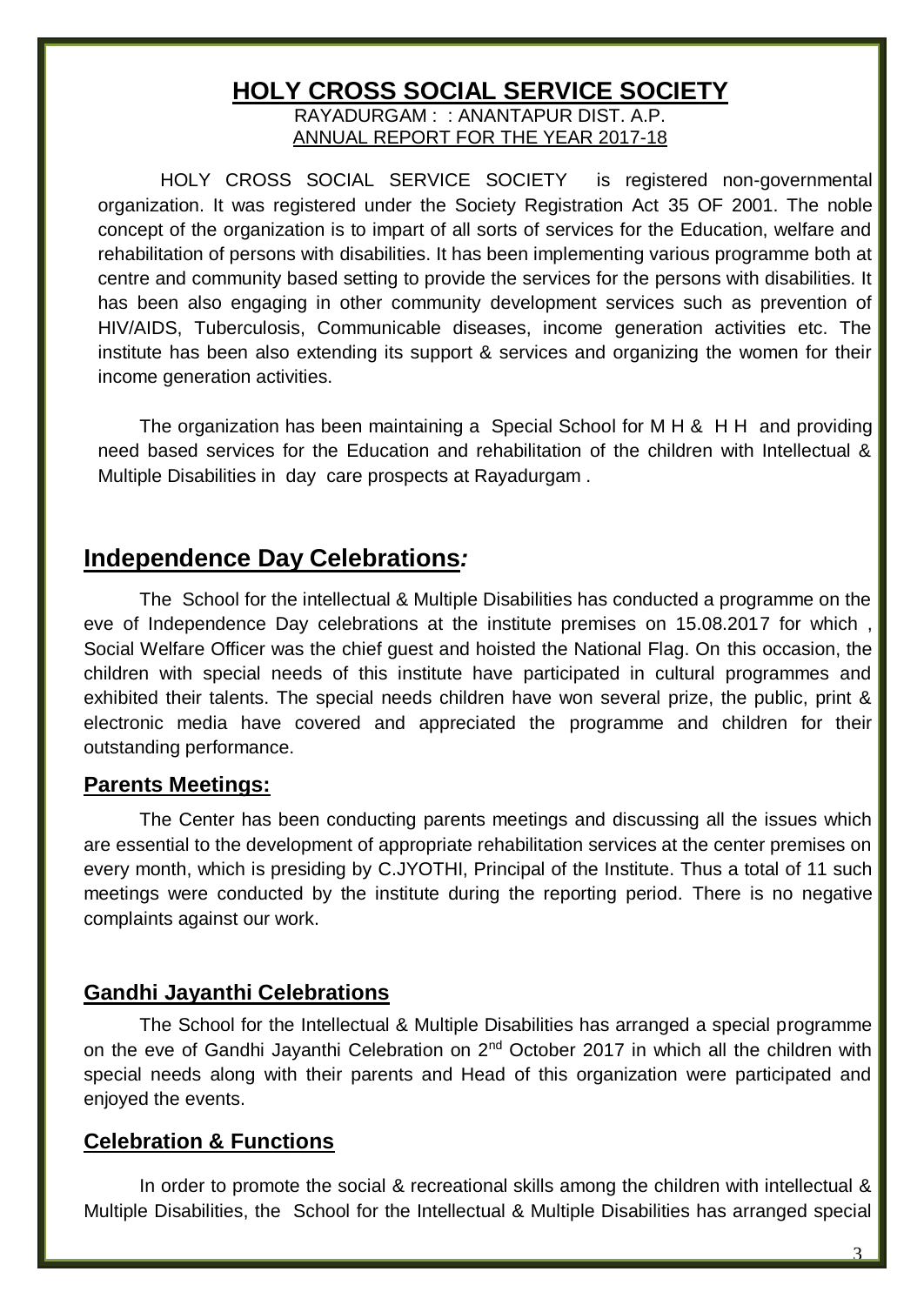# HOLY CROSS SOCIAL SERVICE SOCIETY

RAYADURGAM : : ANANTAPUR DIST. A.P.

ANNUAL REPORT FOR THE YEAR 2017-18

HOLY CROSS SOCIAL SERVICE SOCIETY is registered non-governmental organization. It was registered under the Society Registration Act 35 OF 2001. The noble concept of the organization is to impart of all sorts of services for the Education, welfare and rehabilitation of persons with disabilities. It has been implementing various programme both at centre and community based setting to provide the services for the persons with disabilities. It has been also engaging in other community development services such as prevention of HIV/AIDS, Tuberculosis, Communicable diseases, income generation activities etc. The institute has been also extending its support & services and organizing the women for their income generation activities.

The organization has been maintaining a Special School for M H & H H and providing need based services for the Education and rehabilitation of the children with Intellectual & Multiple Disabilities in day care prospects at Rayadurgam .

## Independence Day Celebrations*:*

The School for the intellectual & Multiple Disabilities has conducted a programme on the eve of Independence Day celebrations at the institute premises on 15.08.2017 for which , Social Welfare Officer was the chief guest and hoisted the National Flag. On this occasion, the children with special needs of this institute have participated in cultural programmes and exhibited their talents. The special needs children have won several prize, the public, print & electronic media have covered and appreciated the programme and children for their outstanding performance.

### Parents Meetings:

The Center has been conducting parents meetings and discussing all the issues which are essential to the development of appropriate rehabilitation services at the center premises on every month, which is presiding by C.JYOTHI, Principal of the Institute. Thus a total of 11 such meetings were conducted by the institute during the reporting period. There is no negative complaints against our work.

### Gandhi Jayanthi Celebrations

The School for the Intellectual & Multiple Disabilities has arranged a special programme on the eve of Gandhi Jayanthi Celebration on 2nd October 2017 in which all the children with special needs along with their parents and Head of this organization were participated and enjoyed the events.

### Celebration & Functions

In order to promote the social & recreational skills among the children with intellectual & Multiple Disabilities, the School for the Intellectual & Multiple Disabilities has arranged special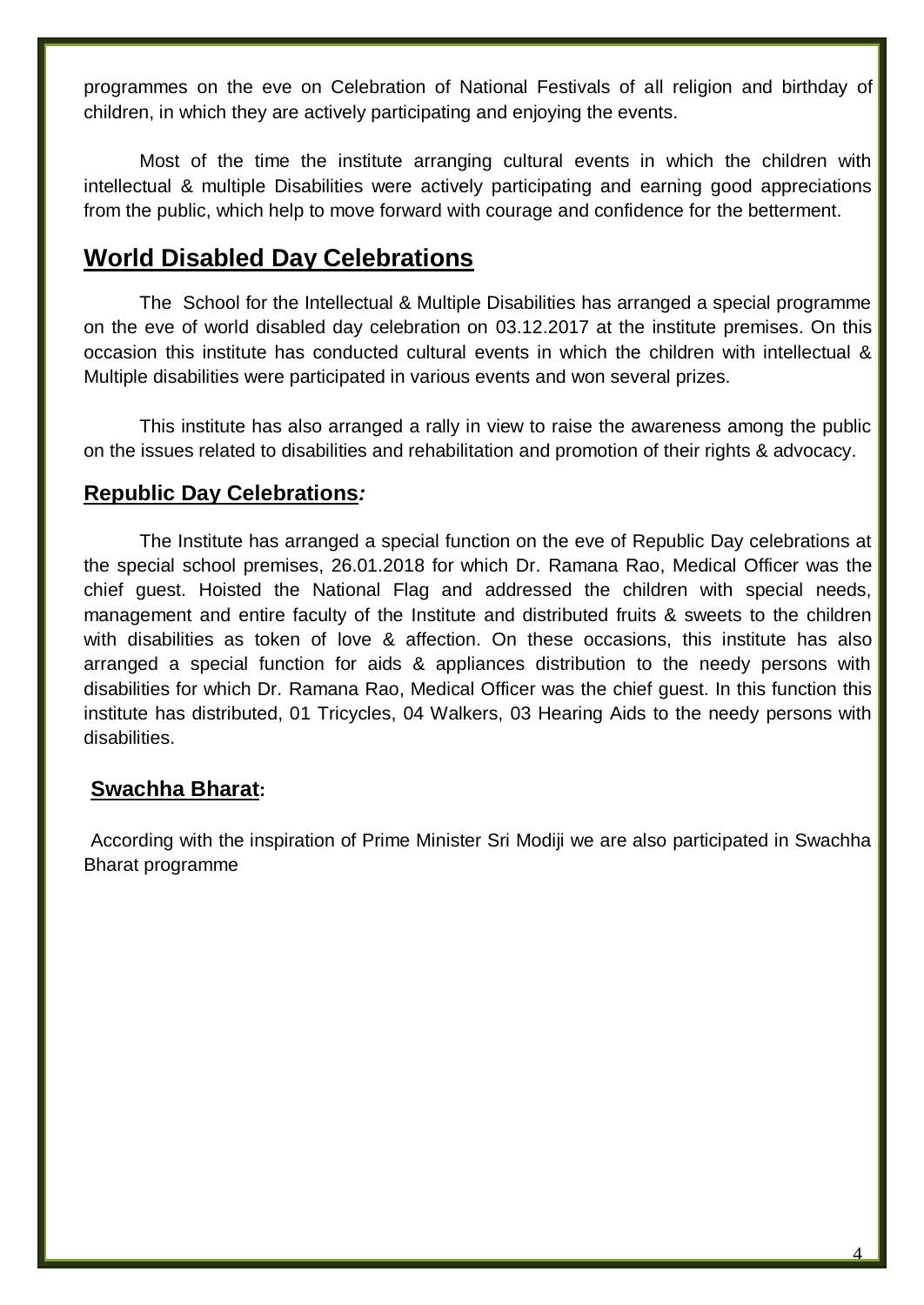programmes on the eve on Celebration of National Festivals of all religion and birthday of children, in which they are actively participating and enjoying the events.

Most of the time the institute arranging cultural events in which the children with intellectual & multiple Disabilities were actively participating and earning good appreciations from the public, which help to move forward with courage and confidence for the betterment.

## World Disabled Day Celebrations

The School for the Intellectual & Multiple Disabilities has arranged a special programme on the eve of world disabled day celebration on 03.12.2017 at the institute premises. On this occasion this institute has conducted cultural events in which the children with intellectual & Multiple disabilities were participated in various events and won several prizes.

This institute has also arranged a rally in view to raise the awareness among the public on the issues related to disabilities and rehabilitation and promotion of their rights & advocacy.

### Republic Day Celebrations*:*

The Institute has arranged a special function on the eve of Republic Day celebrations at the special school premises, 26.01.2018 for which Dr. Ramana Rao, Medical Officer was the chief guest. Hoisted the National Flag and addressed the children with special needs, management and entire faculty of the Institute and distributed fruits & sweets to the children with disabilities as token of love & affection. On these occasions, this institute has also arranged a special function for aids & appliances distribution to the needy persons with disabilities for which Dr. Ramana Rao, Medical Officer was the chief guest. In this function this institute has distributed, 01 Tricycles, 04 Walkers, 03 Hearing Aids to the needy persons with disabilities.

### Swachha Bharat:

According with the inspiration of Prime Minister Sri Modiji we are also participated in Swachha Bharat programme